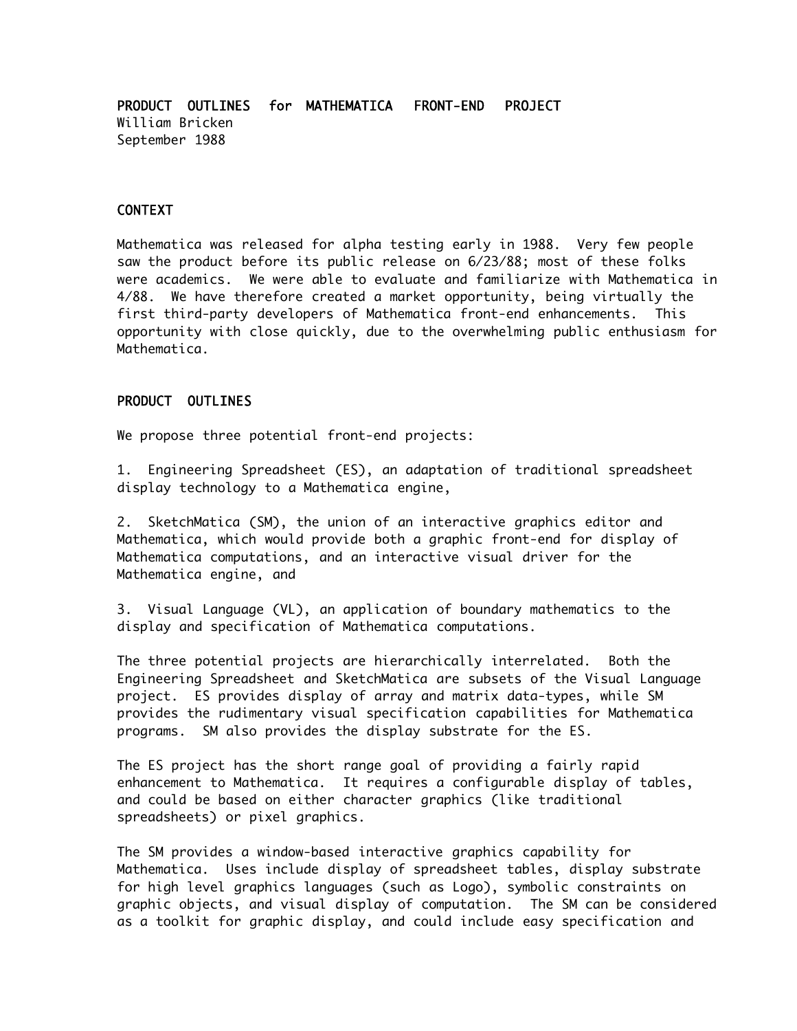# PRODUCT OUTLINES for MATHEMATICA FRONT-END PROJECT

William Bricken
September 1988

## CONTEXT

Mathematica was released for alpha testing early in 1988. Very few people saw the product before its public release on 6/23/88; most of these folks were academics. We were able to evaluate and familiarize with Mathematica in 4/88. We have therefore created a market opportunity, being virtually the first third-party developers of Mathematica front-end enhancements. This opportunity with close quickly, due to the overwhelming public enthusiasm for Mathematica.

## PRODUCT OUTLINES

We propose three potential front-end projects:

1. Engineering Spreadsheet (ES), an adaptation of traditional spreadsheet display technology to a Mathematica engine,

2. SketchMatica (SM), the union of an interactive graphics editor and Mathematica, which would provide both a graphic front-end for display of Mathematica computations, and an interactive visual driver for the Mathematica engine, and

3. Visual Language (VL), an application of boundary mathematics to the display and specification of Mathematica computations.

The three potential projects are hierarchically interrelated. Both the Engineering Spreadsheet and SketchMatica are subsets of the Visual Language project. ES provides display of array and matrix data-types, while SM provides the rudimentary visual specification capabilities for Mathematica programs. SM also provides the display substrate for the ES.

The ES project has the short range goal of providing a fairly rapid enhancement to Mathematica. It requires a configurable display of tables, and could be based on either character graphics (like traditional spreadsheets) or pixel graphics.

The SM provides a window-based interactive graphics capability for Mathematica. Uses include display of spreadsheet tables, display substrate for high level graphics languages (such as Logo), symbolic constraints on graphic objects, and visual display of computation. The SM can be considered as a toolkit for graphic display, and could include easy specification and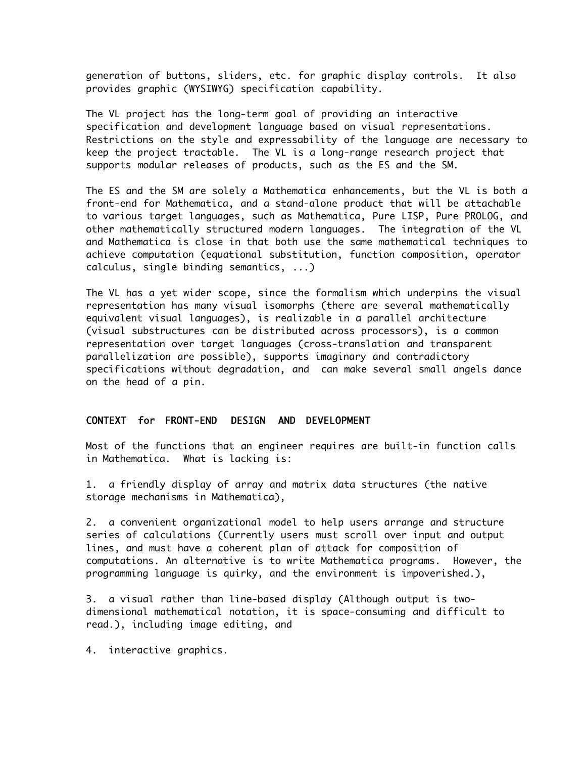generation of buttons, sliders, etc. for graphic display controls.  It also provides graphic (WYSIWYG) specification capability.

The VL project has the long-term goal of providing an interactive specification and development language based on visual representations. Restrictions on the style and expressability of the language are necessary to keep the project tractable.  The VL is a long-range research project that supports modular releases of products, such as the ES and the SM.

The ES and the SM are solely a Mathematica enhancements, but the VL is both a front-end for Mathematica, and a stand-alone product that will be attachable to various target languages, such as Mathematica, Pure LISP, Pure PROLOG, and other mathematically structured modern languages.  The integration of the VL and Mathematica is close in that both use the same mathematical techniques to achieve computation (equational substitution, function composition, operator calculus, single binding semantics, ...)

The VL has a yet wider scope, since the formalism which underpins the visual representation has many visual isomorphs (there are several mathematically equivalent visual languages), is realizable in a parallel architecture (visual substructures can be distributed across processors), is a common representation over target languages (cross-translation and transparent parallelization are possible), supports imaginary and contradictory specifications without degradation, and can make several small angels dance on the head of a pin.

## CONTEXT for FRONT-END DESIGN AND DEVELOPMENT

Most of the functions that an engineer requires are built-in function calls in Mathematica.  What is lacking is:

1.  a friendly display of array and matrix data structures (the native storage mechanisms in Mathematica),

2.  a convenient organizational model to help users arrange and structure series of calculations (Currently users must scroll over input and output lines, and must have a coherent plan of attack for composition of computations. An alternative is to write Mathematica programs.  However, the programming language is quirky, and the environment is impoverished.),

3.  a visual rather than line-based display (Although output is two-dimensional mathematical notation, it is space-consuming and difficult to read.), including image editing, and

4.  interactive graphics.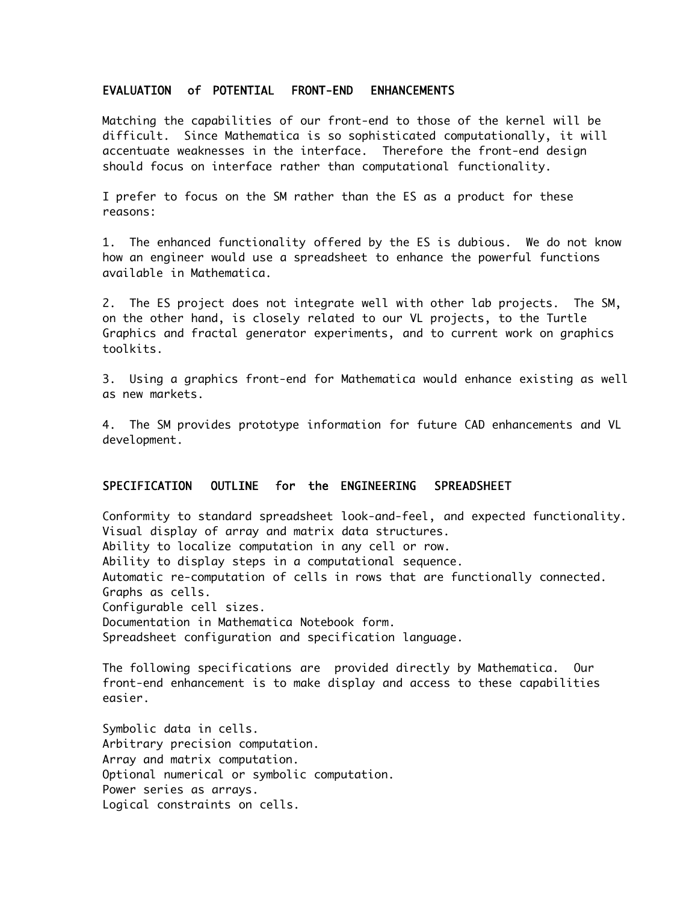## EVALUATION of POTENTIAL FRONT-END ENHANCEMENTS

Matching the capabilities of our front-end to those of the kernel will be difficult. Since Mathematica is so sophisticated computationally, it will accentuate weaknesses in the interface. Therefore the front-end design should focus on interface rather than computational functionality.

I prefer to focus on the SM rather than the ES as a product for these reasons:

1. The enhanced functionality offered by the ES is dubious. We do not know how an engineer would use a spreadsheet to enhance the powerful functions available in Mathematica.

2. The ES project does not integrate well with other lab projects. The SM, on the other hand, is closely related to our VL projects, to the Turtle Graphics and fractal generator experiments, and to current work on graphics toolkits.

3. Using a graphics front-end for Mathematica would enhance existing as well as new markets.

4. The SM provides prototype information for future CAD enhancements and VL development.

## SPECIFICATION OUTLINE for the ENGINEERING SPREADSHEET

Conformity to standard spreadsheet look-and-feel, and expected functionality.
Visual display of array and matrix data structures.
Ability to localize computation in any cell or row.
Ability to display steps in a computational sequence.
Automatic re-computation of cells in rows that are functionally connected.
Graphs as cells.
Configurable cell sizes.
Documentation in Mathematica Notebook form.
Spreadsheet configuration and specification language.

The following specifications are provided directly by Mathematica. Our front-end enhancement is to make display and access to these capabilities easier.

Symbolic data in cells.
Arbitrary precision computation.
Array and matrix computation.
Optional numerical or symbolic computation.
Power series as arrays.
Logical constraints on cells.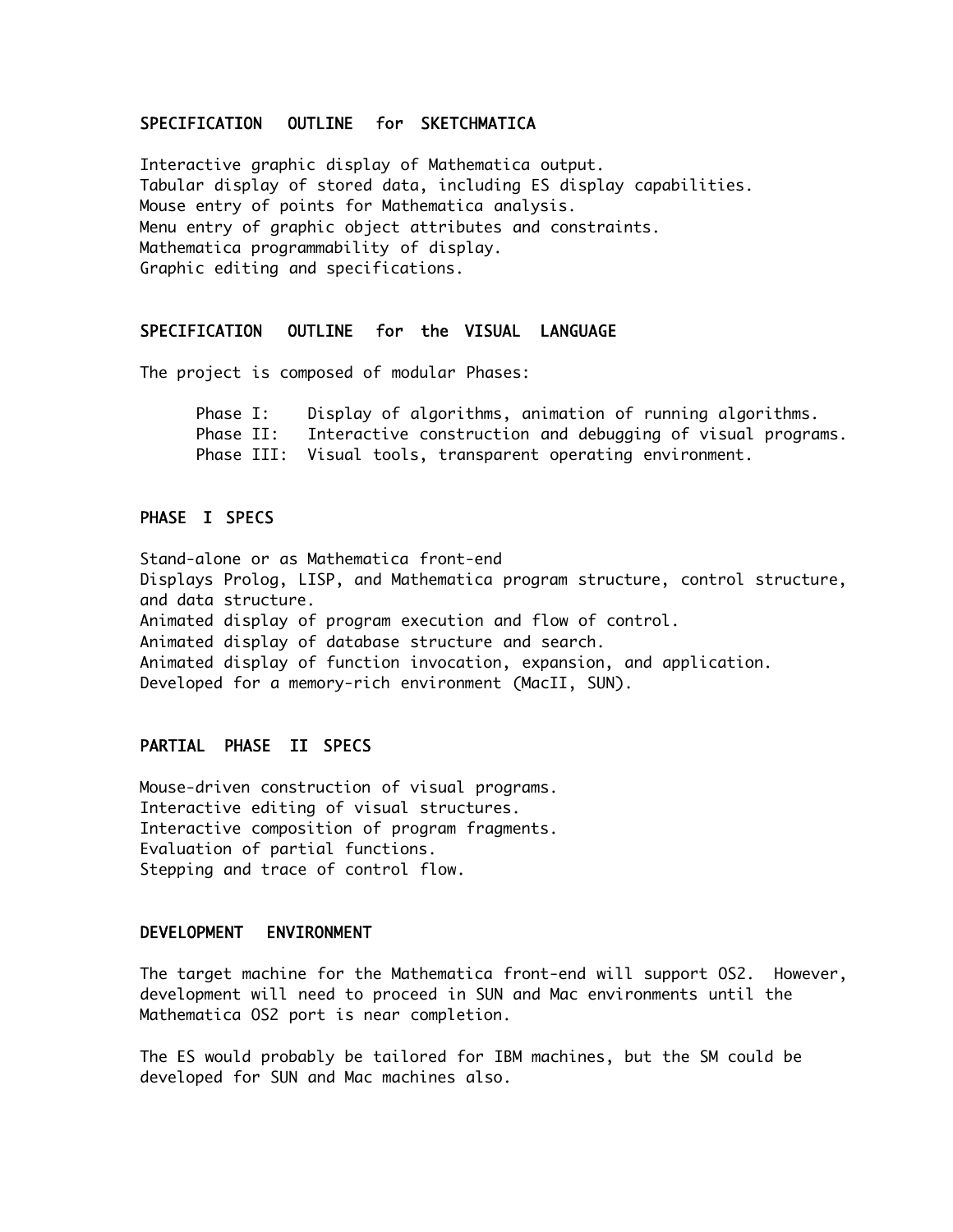## SPECIFICATION OUTLINE for SKETCHMATICA

Interactive graphic display of Mathematica output.
Tabular display of stored data, including ES display capabilities.
Mouse entry of points for Mathematica analysis.
Menu entry of graphic object attributes and constraints.
Mathematica programmability of display.
Graphic editing and specifications.

## SPECIFICATION OUTLINE for the VISUAL LANGUAGE

The project is composed of modular Phases:

- Phase I: Display of algorithms, animation of running algorithms.
- Phase II: Interactive construction and debugging of visual programs.
- Phase III: Visual tools, transparent operating environment.

## PHASE I SPECS

Stand-alone or as Mathematica front-end
Displays Prolog, LISP, and Mathematica program structure, control structure, and data structure.
Animated display of program execution and flow of control.
Animated display of database structure and search.
Animated display of function invocation, expansion, and application.
Developed for a memory-rich environment (MacII, SUN).

## PARTIAL PHASE II SPECS

Mouse-driven construction of visual programs.
Interactive editing of visual structures.
Interactive composition of program fragments.
Evaluation of partial functions.
Stepping and trace of control flow.

## DEVELOPMENT ENVIRONMENT

The target machine for the Mathematica front-end will support OS2. However, development will need to proceed in SUN and Mac environments until the Mathematica OS2 port is near completion.

The ES would probably be tailored for IBM machines, but the SM could be developed for SUN and Mac machines also.